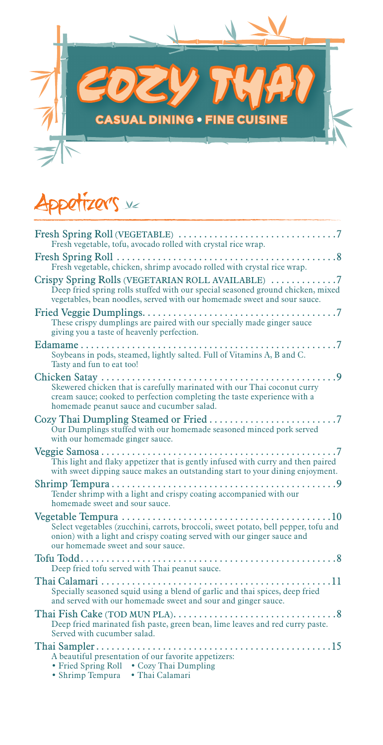# COZY THAI

CASUAL DINING • FINE CUISINE

## Appetizers

**Fresh Spring Roll** (VEGETABLE) ............................... 7
Fresh vegetable, tofu, avocado rolled with crystal rice wrap.

**Fresh Spring Roll** ............................... 8
Fresh vegetable, chicken, shrimp avocado rolled with crystal rice wrap.

**Crispy Spring Rolls** (VEGETARIAN ROLL AVAILABLE) ............................... 7
Deep fried spring rolls stuffed with our special seasoned ground chicken, mixed vegetables, bean noodles, served with our homemade sweet and sour sauce.

**Fried Veggie Dumplings** ............................... 7
These crispy dumplings are paired with our specially made ginger sauce giving you a taste of heavenly perfection.

**Edamame** ............................... 7
Soybeans in pods, steamed, lightly salted. Full of Vitamins A, B and C. Tasty and fun to eat too!

**Chicken Satay** ............................... 9
Skewered chicken that is carefully marinated with our Thai coconut curry cream sauce; cooked to perfection completing the taste experience with a homemade peanut sauce and cucumber salad.

**Cozy Thai Dumpling Steamed or Fried** ............................... 7
Our Dumplings stuffed with our homemade seasoned minced pork served with our homemade ginger sauce.

**Veggie Samosa** ............................... 7
This light and flaky appetizer that is gently infused with curry and then paired with sweet dipping sauce makes an outstanding start to your dining enjoyment.

**Shrimp Tempura** ............................... 9
Tender shrimp with a light and crispy coating accompanied with our homemade sweet and sour sauce.

**Vegetable Tempura** ............................... 10
Select vegetables (zucchini, carrots, broccoli, sweet potato, bell pepper, tofu and onion) with a light and crispy coating served with our ginger sauce and our homemade sweet and sour sauce.

**Tofu Todd** ............................... 8
Deep fried tofu served with Thai peanut sauce.

**Thai Calamari** ............................... 11
Specially seasoned squid using a blend of garlic and thai spices, deep fried and served with our homemade sweet and sour and ginger sauce.

**Thai Fish Cake** (TOD MUN PLA) ............................... 8
Deep fried marinated fish paste, green bean, lime leaves and red curry paste. Served with cucumber salad.

**Thai Sampler** ............................... 15
A beautiful presentation of our favorite appetizers:

- Fried Spring Roll
- Cozy Thai Dumpling
- Shrimp Tempura
- Thai Calamari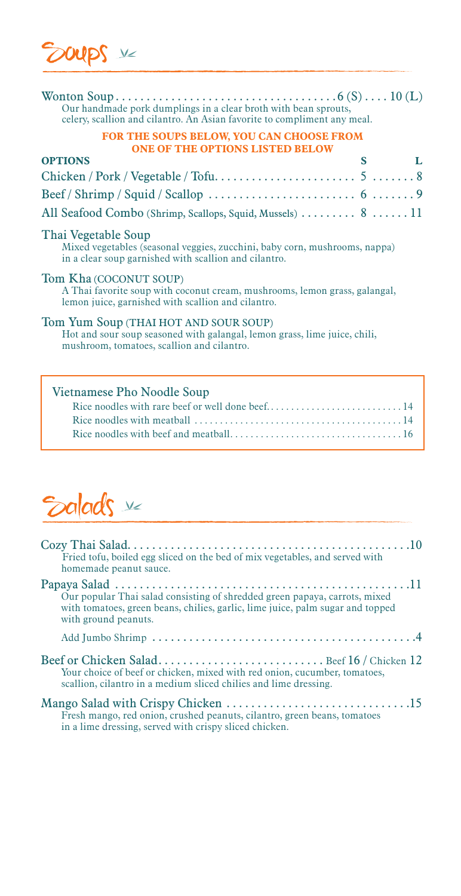## Soups

**Wonton Soup** ................................ 6 (S) .... 10 (L)
Our handmade pork dumplings in a clear broth with bean sprouts, celery, scallion and cilantro. An Asian favorite to compliment any meal.

**FOR THE SOUPS BELOW, YOU CAN CHOOSE FROM ONE OF THE OPTIONS LISTED BELOW**

| OPTIONS | S | L |
| --- | --- | --- |
| Chicken / Pork / Vegetable / Tofu | 5 | 8 |
| Beef / Shrimp / Squid / Scallop | 6 | 9 |
| All Seafood Combo (Shrimp, Scallops, Squid, Mussels) | 8 | 11 |

**Thai Vegetable Soup**
Mixed vegetables (seasonal veggies, zucchini, baby corn, mushrooms, nappa) in a clear soup garnished with scallion and cilantro.

**Tom Kha** (COCONUT SOUP)
A Thai favorite soup with coconut cream, mushrooms, lemon grass, galangal, lemon juice, garnished with scallion and cilantro.

**Tom Yum Soup** (THAI HOT AND SOUR SOUP)
Hot and sour soup seasoned with galangal, lemon grass, lime juice, chili, mushroom, tomatoes, scallion and cilantro.

**Vietnamese Pho Noodle Soup**
- Rice noodles with rare beef or well done beef ........ 14
- Rice noodles with meatball ........ 14
- Rice noodles with beef and meatball ........ 16

## Salads

**Cozy Thai Salad** ........ 10
Fried tofu, boiled egg sliced on the bed of mix vegetables, and served with homemade peanut sauce.

**Papaya Salad** ........ 11
Our popular Thai salad consisting of shredded green papaya, carrots, mixed with tomatoes, green beans, chilies, garlic, lime juice, palm sugar and topped with ground peanuts.

Add Jumbo Shrimp ........ 4

**Beef or Chicken Salad** ........ Beef 16 / Chicken 12
Your choice of beef or chicken, mixed with red onion, cucumber, tomatoes, scallion, cilantro in a medium sliced chilies and lime dressing.

**Mango Salad with Crispy Chicken** ........ 15
Fresh mango, red onion, crushed peanuts, cilantro, green beans, tomatoes in a lime dressing, served with crispy sliced chicken.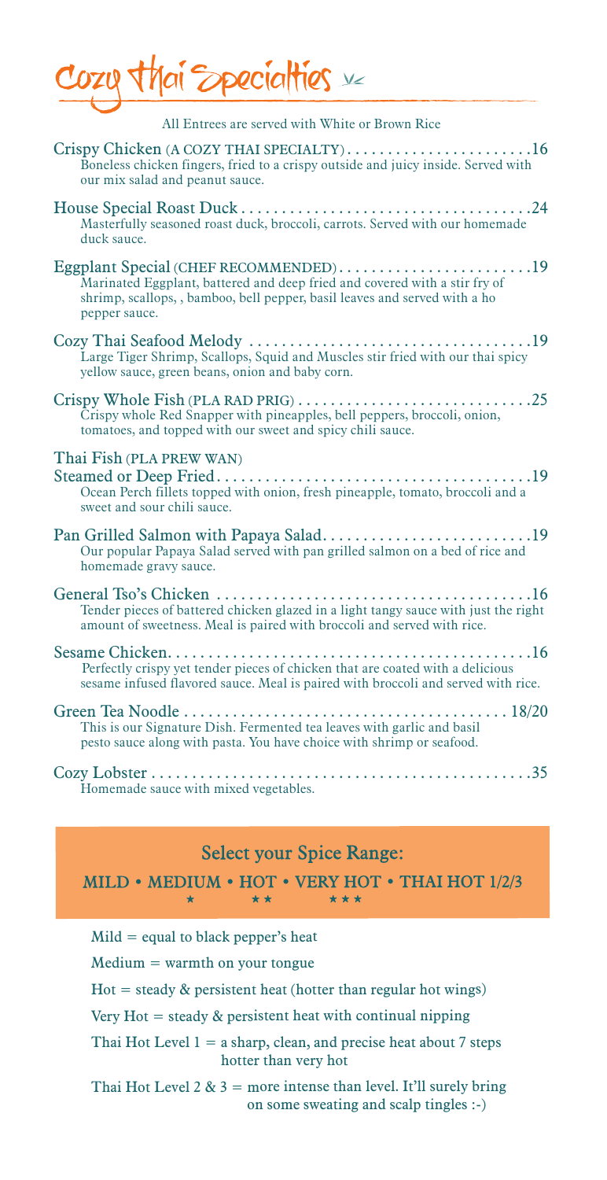# Cozy Thai Specialties

All Entrees are served with White or Brown Rice

**Crispy Chicken** (A COZY THAI SPECIALTY) ........................ 16
Boneless chicken fingers, fried to a crispy outside and juicy inside. Served with our mix salad and peanut sauce.

**House Special Roast Duck** .................................... 24
Masterfully seasoned roast duck, broccoli, carrots. Served with our homemade duck sauce.

**Eggplant Special** (CHEF RECOMMENDED) ........................ 19
Marinated Eggplant, battered and deep fried and covered with a stir fry of shrimp, scallops, , bamboo, bell pepper, basil leaves and served with a ho pepper sauce.

**Cozy Thai Seafood Melody** .................................... 19
Large Tiger Shrimp, Scallops, Squid and Muscles stir fried with our thai spicy yellow sauce, green beans, onion and baby corn.

**Crispy Whole Fish** (PLA RAD PRIG) ............................ 25
Crispy whole Red Snapper with pineapples, bell peppers, broccoli, onion, tomatoes, and topped with our sweet and spicy chili sauce.

**Thai Fish** (PLA PREW WAN)
**Steamed or Deep Fried** ....................................... 19
Ocean Perch fillets topped with onion, fresh pineapple, tomato, broccoli and a sweet and sour chili sauce.

**Pan Grilled Salmon with Papaya Salad** ......................... 19
Our popular Papaya Salad served with pan grilled salmon on a bed of rice and homemade gravy sauce.

**General Tso's Chicken** ....................................... 16
Tender pieces of battered chicken glazed in a light tangy sauce with just the right amount of sweetness. Meal is paired with broccoli and served with rice.

**Sesame Chicken** .............................................. 16
Perfectly crispy yet tender pieces of chicken that are coated with a delicious sesame infused flavored sauce. Meal is paired with broccoli and served with rice.

**Green Tea Noodle** ......................................... 18/20
This is our Signature Dish. Fermented tea leaves with garlic and basil pesto sauce along with pasta. You have choice with shrimp or seafood.

**Cozy Lobster** ............................................... 35
Homemade sauce with mixed vegetables.

## Select your Spice Range:

**MILD • MEDIUM • HOT • VERY HOT • THAI HOT 1/2/3**
★ ★★ ★★★

Mild = equal to black pepper's heat

Medium = warmth on your tongue

Hot = steady & persistent heat (hotter than regular hot wings)

Very Hot = steady & persistent heat with continual nipping

Thai Hot Level 1 = a sharp, clean, and precise heat about 7 steps hotter than very hot

Thai Hot Level 2 & 3 = more intense than level. It'll surely bring on some sweating and scalp tingles :-)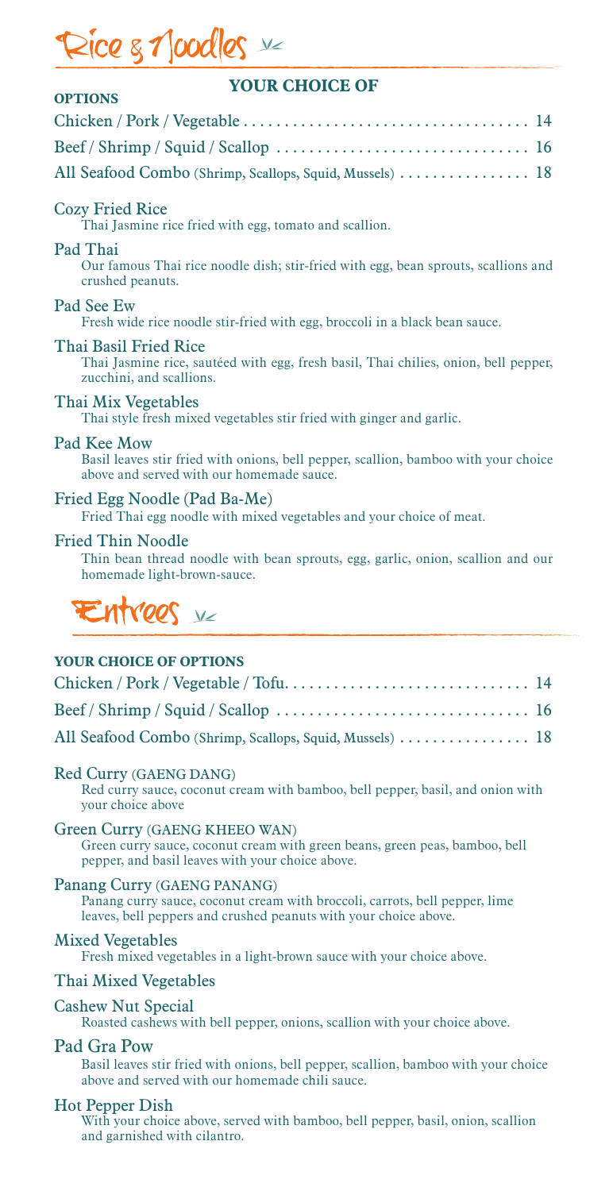# Rice & Noodles

**OPTIONS** — **YOUR CHOICE OF**

| | |
|---|---|
| Chicken / Pork / Vegetable | 14 |
| Beef / Shrimp / Squid / Scallop | 16 |
| All Seafood Combo (Shrimp, Scallops, Squid, Mussels) | 18 |

### Cozy Fried Rice
Thai Jasmine rice fried with egg, tomato and scallion.

### Pad Thai
Our famous Thai rice noodle dish; stir-fried with egg, bean sprouts, scallions and crushed peanuts.

### Pad See Ew
Fresh wide rice noodle stir-fried with egg, broccoli in a black bean sauce.

### Thai Basil Fried Rice
Thai Jasmine rice, sautéed with egg, fresh basil, Thai chilies, onion, bell pepper, zucchini, and scallions.

### Thai Mix Vegetables
Thai style fresh mixed vegetables stir fried with ginger and garlic.

### Pad Kee Mow
Basil leaves stir fried with onions, bell pepper, scallion, bamboo with your choice above and served with our homemade sauce.

### Fried Egg Noodle (Pad Ba-Me)
Fried Thai egg noodle with mixed vegetables and your choice of meat.

### Fried Thin Noodle
Thin bean thread noodle with bean sprouts, egg, garlic, onion, scallion and our homemade light-brown-sauce.

# Entrees

**YOUR CHOICE OF OPTIONS**

| | |
|---|---|
| Chicken / Pork / Vegetable / Tofu | 14 |
| Beef / Shrimp / Squid / Scallop | 16 |
| All Seafood Combo (Shrimp, Scallops, Squid, Mussels) | 18 |

### Red Curry (GAENG DANG)
Red curry sauce, coconut cream with bamboo, bell pepper, basil, and onion with your choice above

### Green Curry (GAENG KHEEO WAN)
Green curry sauce, coconut cream with green beans, green peas, bamboo, bell pepper, and basil leaves with your choice above.

### Panang Curry (GAENG PANANG)
Panang curry sauce, coconut cream with broccoli, carrots, bell pepper, lime leaves, bell peppers and crushed peanuts with your choice above.

### Mixed Vegetables
Fresh mixed vegetables in a light-brown sauce with your choice above.

### Thai Mixed Vegetables

### Cashew Nut Special
Roasted cashews with bell pepper, onions, scallion with your choice above.

### Pad Gra Pow
Basil leaves stir fried with onions, bell pepper, scallion, bamboo with your choice above and served with our homemade chili sauce.

### Hot Pepper Dish
With your choice above, served with bamboo, bell pepper, basil, onion, scallion and garnished with cilantro.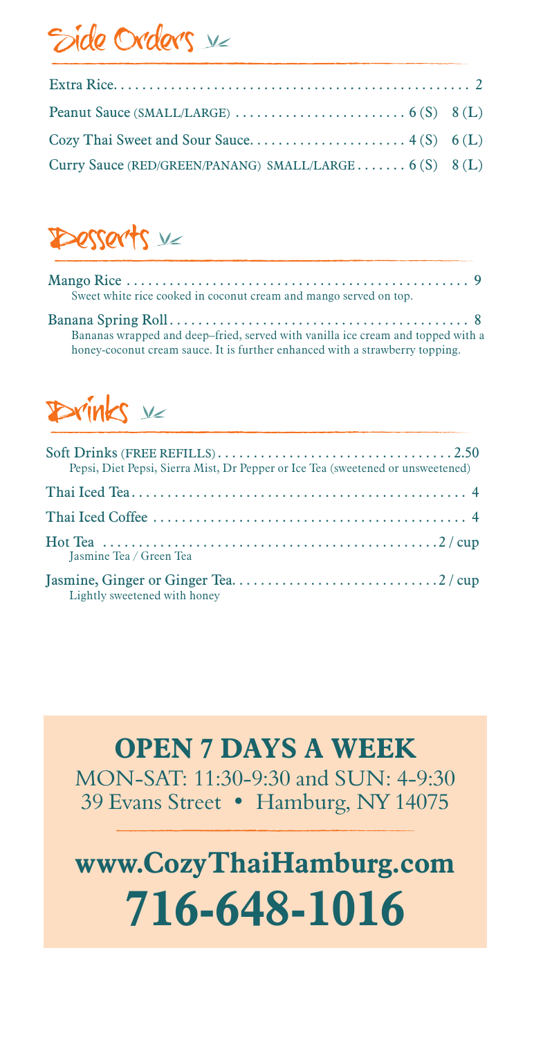## Side Orders

| | |
|---|---|
| Extra Rice | 2 |
| Peanut Sauce (SMALL/LARGE) | 6 (S) 8 (L) |
| Cozy Thai Sweet and Sour Sauce | 4 (S) 6 (L) |
| Curry Sauce (RED/GREEN/PANANG) SMALL/LARGE | 6 (S) 8 (L) |

## Desserts

**Mango Rice** ... 9
Sweet white rice cooked in coconut cream and mango served on top.

**Banana Spring Roll** ... 8
Bananas wrapped and deep–fried, served with vanilla ice cream and topped with a honey-coconut cream sauce. It is further enhanced with a strawberry topping.

## Drinks

**Soft Drinks** (FREE REFILLS) ... 2.50
Pepsi, Diet Pepsi, Sierra Mist, Dr Pepper or Ice Tea (sweetened or unsweetened)

**Thai Iced Tea** ... 4

**Thai Iced Coffee** ... 4

**Hot Tea** ... 2 / cup
Jasmine Tea / Green Tea

**Jasmine, Ginger or Ginger Tea** ... 2 / cup
Lightly sweetened with honey

## OPEN 7 DAYS A WEEK

MON-SAT: 11:30-9:30 and SUN: 4-9:30
39 Evans Street • Hamburg, NY 14075

## www.CozyThaiHamburg.com

# 716-648-1016